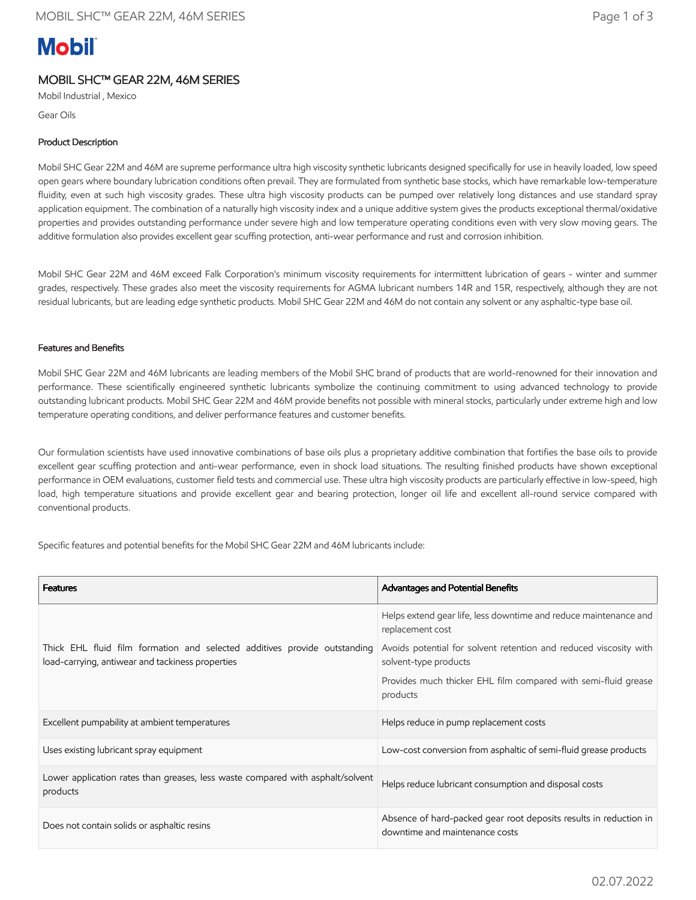# MOBIL SHC™ GEAR 22M, 46M SERIES

Mobil Industrial , Mexico

Gear Oils

## Product Description

Mobil SHC Gear 22M and 46M are supreme performance ultra high viscosity synthetic lubricants designed specifically for use in heavily loaded, low speed open gears where boundary lubrication conditions often prevail. They are formulated from synthetic base stocks, which have remarkable low-temperature fluidity, even at such high viscosity grades. These ultra high viscosity products can be pumped over relatively long distances and use standard spray application equipment. The combination of a naturally high viscosity index and a unique additive system gives the products exceptional thermal/oxidative properties and provides outstanding performance under severe high and low temperature operating conditions even with very slow moving gears. The additive formulation also provides excellent gear scuffing protection, anti-wear performance and rust and corrosion inhibition.

Mobil SHC Gear 22M and 46M exceed Falk Corporation's minimum viscosity requirements for intermittent lubrication of gears - winter and summer grades, respectively. These grades also meet the viscosity requirements for AGMA lubricant numbers 14R and 15R, respectively, although they are not residual lubricants, but are leading edge synthetic products. Mobil SHC Gear 22M and 46M do not contain any solvent or any asphaltic-type base oil.

## Features and Benefits

Mobil SHC Gear 22M and 46M lubricants are leading members of the Mobil SHC brand of products that are world-renowned for their innovation and performance. These scientifically engineered synthetic lubricants symbolize the continuing commitment to using advanced technology to provide outstanding lubricant products. Mobil SHC Gear 22M and 46M provide benefits not possible with mineral stocks, particularly under extreme high and low temperature operating conditions, and deliver performance features and customer benefits.

Our formulation scientists have used innovative combinations of base oils plus a proprietary additive combination that fortifies the base oils to provide excellent gear scuffing protection and anti-wear performance, even in shock load situations. The resulting finished products have shown exceptional performance in OEM evaluations, customer field tests and commercial use. These ultra high viscosity products are particularly effective in low-speed, high load, high temperature situations and provide excellent gear and bearing protection, longer oil life and excellent all-round service compared with conventional products.

Specific features and potential benefits for the Mobil SHC Gear 22M and 46M lubricants include:

| Features | Advantages and Potential Benefits |
|---|---|
| Thick EHL fluid film formation and selected additives provide outstanding load-carrying, antiwear and tackiness properties | Helps extend gear life, less downtime and reduce maintenance and replacement cost<br>Avoids potential for solvent retention and reduced viscosity with solvent-type products<br>Provides much thicker EHL film compared with semi-fluid grease products |
| Excellent pumpability at ambient temperatures | Helps reduce in pump replacement costs |
| Uses existing lubricant spray equipment | Low-cost conversion from asphaltic of semi-fluid grease products |
| Lower application rates than greases, less waste compared with asphalt/solvent products | Helps reduce lubricant consumption and disposal costs |
| Does not contain solids or asphaltic resins | Absence of hard-packed gear root deposits results in reduction in downtime and maintenance costs |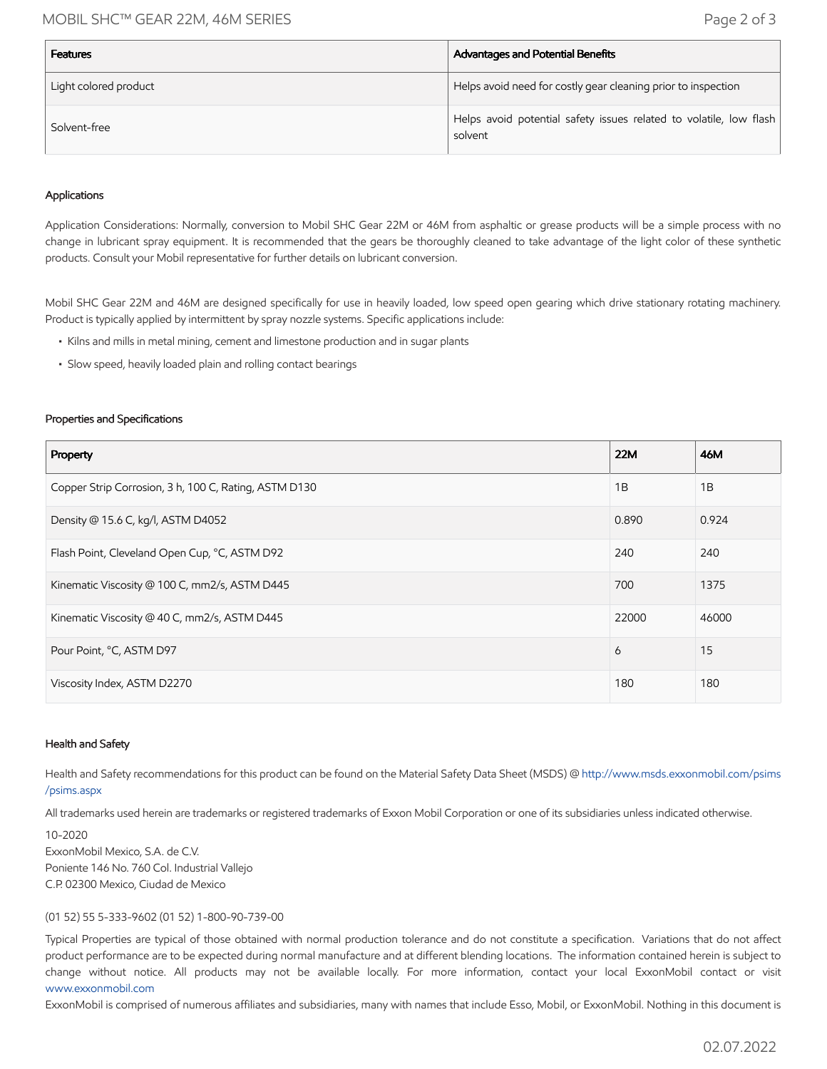| Features | Advantages and Potential Benefits |
| --- | --- |
| Light colored product | Helps avoid need for costly gear cleaning prior to inspection |
| Solvent-free | Helps avoid potential safety issues related to volatile, low flash solvent |

### Applications

Application Considerations: Normally, conversion to Mobil SHC Gear 22M or 46M from asphaltic or grease products will be a simple process with no change in lubricant spray equipment. It is recommended that the gears be thoroughly cleaned to take advantage of the light color of these synthetic products. Consult your Mobil representative for further details on lubricant conversion.

Mobil SHC Gear 22M and 46M are designed specifically for use in heavily loaded, low speed open gearing which drive stationary rotating machinery. Product is typically applied by intermittent by spray nozzle systems. Specific applications include:

- Kilns and mills in metal mining, cement and limestone production and in sugar plants
- Slow speed, heavily loaded plain and rolling contact bearings

### Properties and Specifications

| Property | 22M | 46M |
| --- | --- | --- |
| Copper Strip Corrosion, 3 h, 100 C, Rating, ASTM D130 | 1B | 1B |
| Density @ 15.6 C, kg/l, ASTM D4052 | 0.890 | 0.924 |
| Flash Point, Cleveland Open Cup, °C, ASTM D92 | 240 | 240 |
| Kinematic Viscosity @ 100 C, mm2/s, ASTM D445 | 700 | 1375 |
| Kinematic Viscosity @ 40 C, mm2/s, ASTM D445 | 22000 | 46000 |
| Pour Point, °C, ASTM D97 | 6 | 15 |
| Viscosity Index, ASTM D2270 | 180 | 180 |

### Health and Safety

Health and Safety recommendations for this product can be found on the Material Safety Data Sheet (MSDS) @ http://www.msds.exxonmobil.com/psims/psims.aspx

All trademarks used herein are trademarks or registered trademarks of Exxon Mobil Corporation or one of its subsidiaries unless indicated otherwise.

10-2020
ExxonMobil Mexico, S.A. de C.V.
Poniente 146 No. 760 Col. Industrial Vallejo
C.P. 02300 Mexico, Ciudad de Mexico

(01 52) 55 5-333-9602 (01 52) 1-800-90-739-00

Typical Properties are typical of those obtained with normal production tolerance and do not constitute a specification. Variations that do not affect product performance are to be expected during normal manufacture and at different blending locations. The information contained herein is subject to change without notice. All products may not be available locally. For more information, contact your local ExxonMobil contact or visit www.exxonmobil.com

ExxonMobil is comprised of numerous affiliates and subsidiaries, many with names that include Esso, Mobil, or ExxonMobil. Nothing in this document is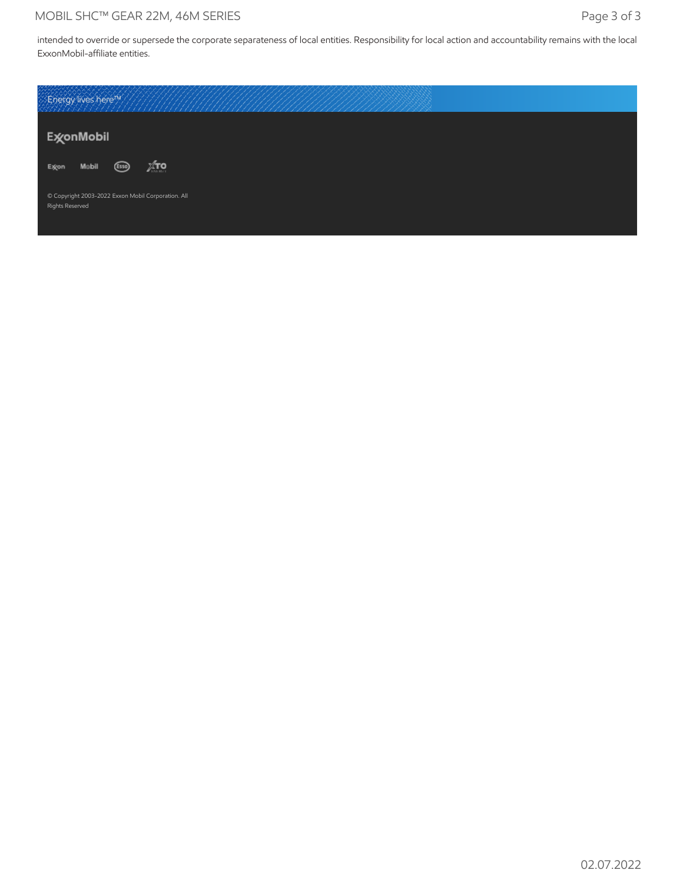intended to override or supersede the corporate separateness of local entities. Responsibility for local action and accountability remains with the local ExxonMobil-affiliate entities.

Energy lives here™

ExxonMobil

Exxon Mobil Esso XTO

© Copyright 2003-2022 Exxon Mobil Corporation. All Rights Reserved